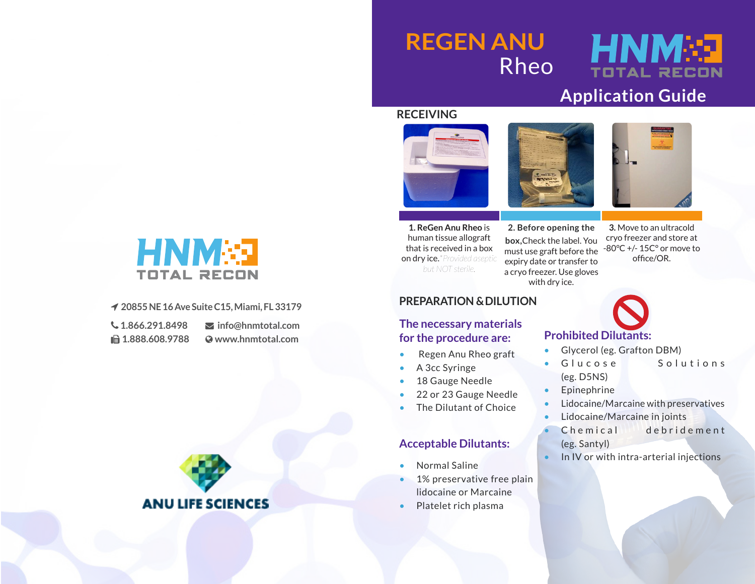# REGEN ANU Rheo

HNM TOTAL RECON

## Application Guide

## RECEIVING

**1. ReGen Anu Rheo** is human tissue allograft that is received in a box on dry ice. *Provided aseptic but NOT sterile.*

**2. Before opening the box,** Check the label. You must use graft before the expiry date or transfer to a cryo freezer. Use gloves with dry ice.

**3.** Move to an ultracold cryo freezer and store at -80°C +/- 15C° or move to office/OR.

## PREPARATION & DILUTION

### The necessary materials for the procedure are:

- Regen Anu Rheo graft
- A 3cc Syringe
- 18 Gauge Needle
- 22 or 23 Gauge Needle
- The Dilutant of Choice

### Acceptable Dilutants:

- Normal Saline
- 1% preservative free plain lidocaine or Marcaine
- Platelet rich plasma

### Prohibited Dilutants:

- Glycerol (eg. Grafton DBM)
- Glucose Solutions (eg. D5NS)
- Epinephrine
- Lidocaine/Marcaine with preservatives
- Lidocaine/Marcaine in joints
- Chemical debridement (eg. Santyl)
- In IV or with intra-arterial injections

HNM TOTAL RECON

20855 NE 16 Ave Suite C15, Miami, FL 33179

1.866.291.8498 | info@hnmtotal.com
1.888.608.9788 | www.hnmtotal.com

ANU LIFE SCIENCES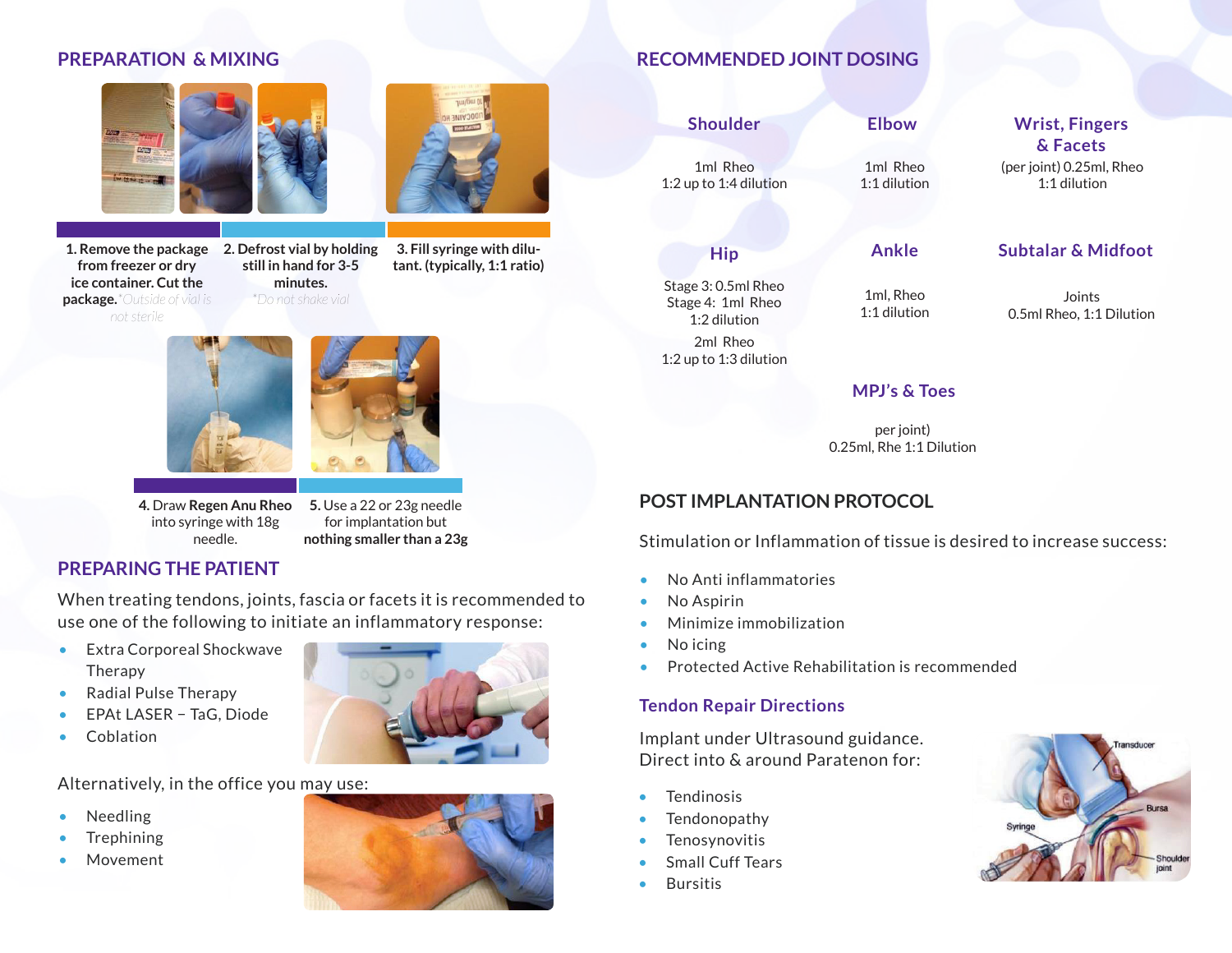## PREPARATION & MIXING

**1. Remove the package from freezer or dry ice container. Cut the package.** *\*Outside of vial is not sterile*

**2. Defrost vial by holding still in hand for 3-5 minutes.** *\*Do not shake vial*

**3. Fill syringe with diluent. (typically, 1:1 ratio)**

**4.** Draw **Regen Anu Rheo** into syringe with 18g needle.

**5.** Use a 22 or 23g needle for implantation but **nothing smaller than a 23g**

## PREPARING THE PATIENT

When treating tendons, joints, fascia or facets it is recommended to use one of the following to initiate an inflammatory response:

- Extra Corporeal Shockwave Therapy
- Radial Pulse Therapy
- EPAt LASER – TaG, Diode
- Coblation

Alternatively, in the office you may use:

- Needling
- Trephining
- Movement

## RECOMMENDED JOINT DOSING

### Shoulder

1ml Rheo
1:2 up to 1:4 dilution

### Elbow

1ml Rheo
1:1 dilution

### Wrist, Fingers & Facets

(per joint) 0.25ml, Rheo
1:1 dilution

### Hip

Stage 3: 0.5ml Rheo
Stage 4: 1ml Rheo
1:2 dilution
2ml Rheo
1:2 up to 1:3 dilution

### Ankle

1ml, Rheo
1:1 dilution

### Subtalar & Midfoot

Joints
0.5ml Rheo, 1:1 Dilution

### MPJ's & Toes

per joint)
0.25ml, Rhe 1:1 Dilution

## POST IMPLANTATION PROTOCOL

Stimulation or Inflammation of tissue is desired to increase success:

- No Anti inflammatories
- No Aspirin
- Minimize immobilization
- No icing
- Protected Active Rehabilitation is recommended

### Tendon Repair Directions

Implant under Ultrasound guidance.
Direct into & around Paratenon for:

- Tendinosis
- Tendonopathy
- Tenosynovitis
- Small Cuff Tears
- Bursitis